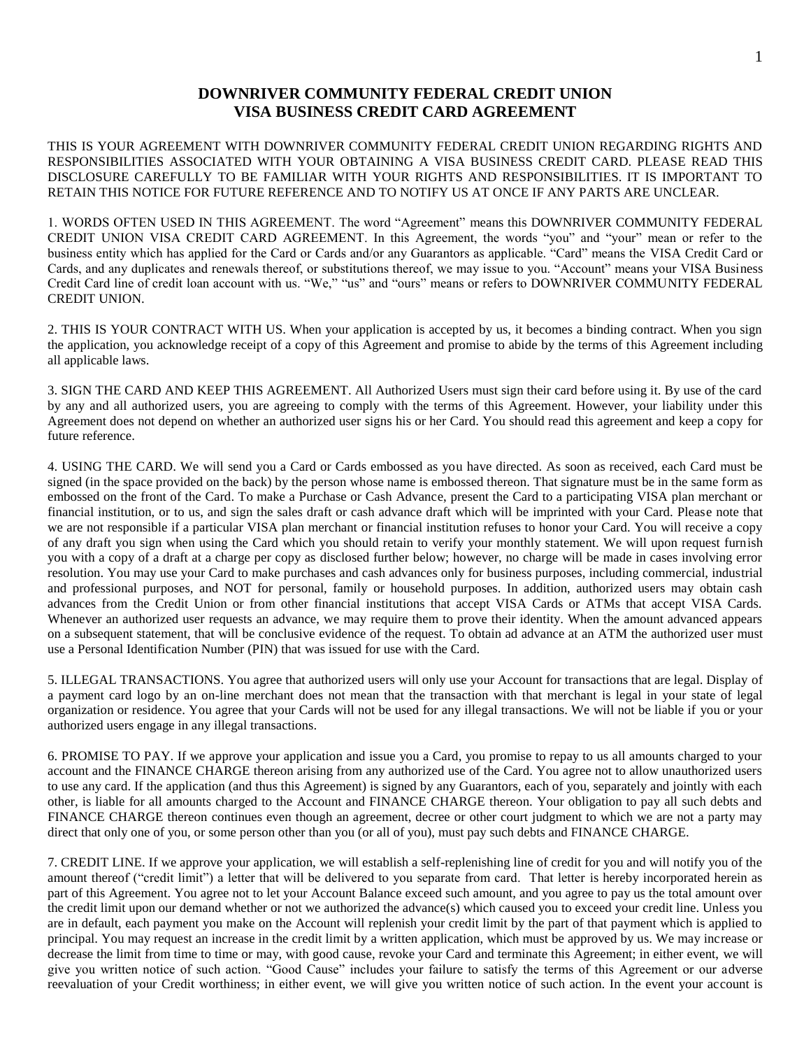# DOWNRIVER COMMUNITY FEDERAL CREDIT UNION
# VISA BUSINESS CREDIT CARD AGREEMENT

THIS IS YOUR AGREEMENT WITH DOWNRIVER COMMUNITY FEDERAL CREDIT UNION REGARDING RIGHTS AND RESPONSIBILITIES ASSOCIATED WITH YOUR OBTAINING A VISA BUSINESS CREDIT CARD. PLEASE READ THIS DISCLOSURE CAREFULLY TO BE FAMILIAR WITH YOUR RIGHTS AND RESPONSIBILITIES. IT IS IMPORTANT TO RETAIN THIS NOTICE FOR FUTURE REFERENCE AND TO NOTIFY US AT ONCE IF ANY PARTS ARE UNCLEAR.

1. WORDS OFTEN USED IN THIS AGREEMENT. The word "Agreement" means this DOWNRIVER COMMUNITY FEDERAL CREDIT UNION VISA CREDIT CARD AGREEMENT. In this Agreement, the words "you" and "your" mean or refer to the business entity which has applied for the Card or Cards and/or any Guarantors as applicable. "Card" means the VISA Credit Card or Cards, and any duplicates and renewals thereof, or substitutions thereof, we may issue to you. "Account" means your VISA Business Credit Card line of credit loan account with us. "We," "us" and "ours" means or refers to DOWNRIVER COMMUNITY FEDERAL CREDIT UNION.

2. THIS IS YOUR CONTRACT WITH US. When your application is accepted by us, it becomes a binding contract. When you sign the application, you acknowledge receipt of a copy of this Agreement and promise to abide by the terms of this Agreement including all applicable laws.

3. SIGN THE CARD AND KEEP THIS AGREEMENT. All Authorized Users must sign their card before using it. By use of the card by any and all authorized users, you are agreeing to comply with the terms of this Agreement. However, your liability under this Agreement does not depend on whether an authorized user signs his or her Card. You should read this agreement and keep a copy for future reference.

4. USING THE CARD. We will send you a Card or Cards embossed as you have directed. As soon as received, each Card must be signed (in the space provided on the back) by the person whose name is embossed thereon. That signature must be in the same form as embossed on the front of the Card. To make a Purchase or Cash Advance, present the Card to a participating VISA plan merchant or financial institution, or to us, and sign the sales draft or cash advance draft which will be imprinted with your Card. Please note that we are not responsible if a particular VISA plan merchant or financial institution refuses to honor your Card. You will receive a copy of any draft you sign when using the Card which you should retain to verify your monthly statement. We will upon request furnish you with a copy of a draft at a charge per copy as disclosed further below; however, no charge will be made in cases involving error resolution. You may use your Card to make purchases and cash advances only for business purposes, including commercial, industrial and professional purposes, and NOT for personal, family or household purposes. In addition, authorized users may obtain cash advances from the Credit Union or from other financial institutions that accept VISA Cards or ATMs that accept VISA Cards. Whenever an authorized user requests an advance, we may require them to prove their identity. When the amount advanced appears on a subsequent statement, that will be conclusive evidence of the request. To obtain ad advance at an ATM the authorized user must use a Personal Identification Number (PIN) that was issued for use with the Card.

5. ILLEGAL TRANSACTIONS. You agree that authorized users will only use your Account for transactions that are legal. Display of a payment card logo by an on-line merchant does not mean that the transaction with that merchant is legal in your state of legal organization or residence. You agree that your Cards will not be used for any illegal transactions. We will not be liable if you or your authorized users engage in any illegal transactions.

6. PROMISE TO PAY. If we approve your application and issue you a Card, you promise to repay to us all amounts charged to your account and the FINANCE CHARGE thereon arising from any authorized use of the Card. You agree not to allow unauthorized users to use any card. If the application (and thus this Agreement) is signed by any Guarantors, each of you, separately and jointly with each other, is liable for all amounts charged to the Account and FINANCE CHARGE thereon. Your obligation to pay all such debts and FINANCE CHARGE thereon continues even though an agreement, decree or other court judgment to which we are not a party may direct that only one of you, or some person other than you (or all of you), must pay such debts and FINANCE CHARGE.

7. CREDIT LINE. If we approve your application, we will establish a self-replenishing line of credit for you and will notify you of the amount thereof ("credit limit") a letter that will be delivered to you separate from card. That letter is hereby incorporated herein as part of this Agreement. You agree not to let your Account Balance exceed such amount, and you agree to pay us the total amount over the credit limit upon our demand whether or not we authorized the advance(s) which caused you to exceed your credit line. Unless you are in default, each payment you make on the Account will replenish your credit limit by the part of that payment which is applied to principal. You may request an increase in the credit limit by a written application, which must be approved by us. We may increase or decrease the limit from time to time or may, with good cause, revoke your Card and terminate this Agreement; in either event, we will give you written notice of such action. "Good Cause" includes your failure to satisfy the terms of this Agreement or our adverse reevaluation of your Credit worthiness; in either event, we will give you written notice of such action. In the event your account is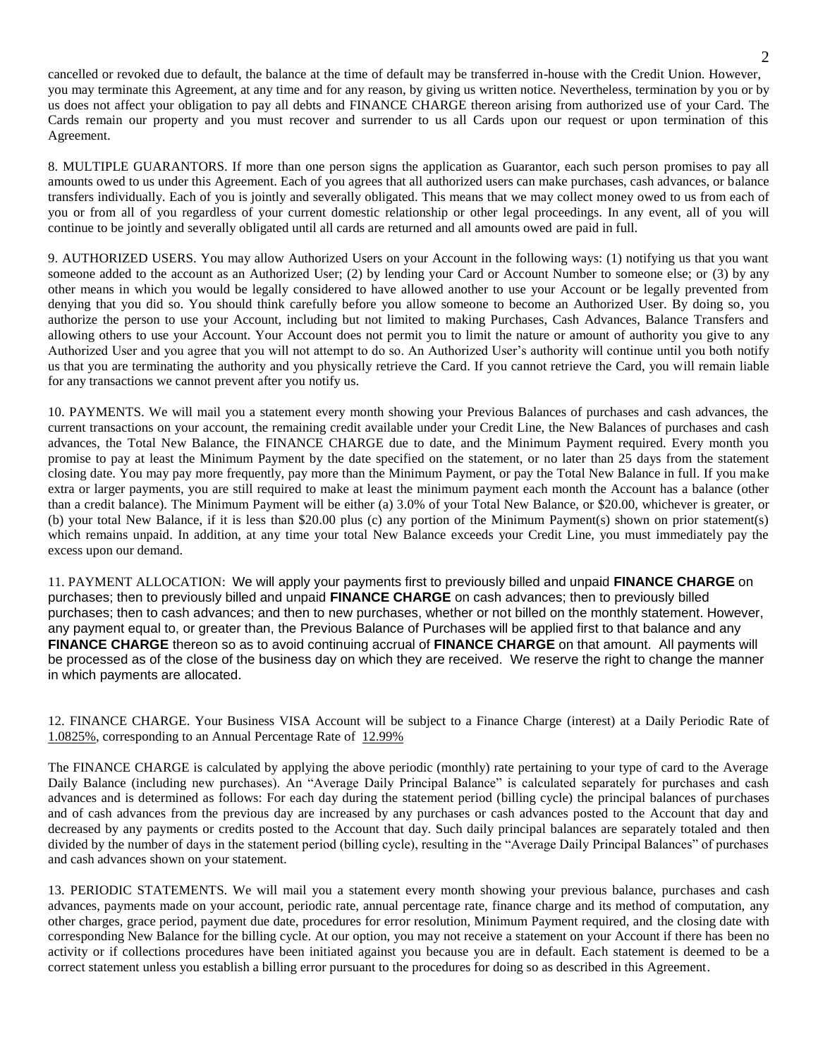cancelled or revoked due to default, the balance at the time of default may be transferred in-house with the Credit Union. However, you may terminate this Agreement, at any time and for any reason, by giving us written notice. Nevertheless, termination by you or by us does not affect your obligation to pay all debts and FINANCE CHARGE thereon arising from authorized use of your Card. The Cards remain our property and you must recover and surrender to us all Cards upon our request or upon termination of this Agreement.

8. MULTIPLE GUARANTORS. If more than one person signs the application as Guarantor, each such person promises to pay all amounts owed to us under this Agreement. Each of you agrees that all authorized users can make purchases, cash advances, or balance transfers individually. Each of you is jointly and severally obligated. This means that we may collect money owed to us from each of you or from all of you regardless of your current domestic relationship or other legal proceedings. In any event, all of you will continue to be jointly and severally obligated until all cards are returned and all amounts owed are paid in full.

9. AUTHORIZED USERS. You may allow Authorized Users on your Account in the following ways: (1) notifying us that you want someone added to the account as an Authorized User; (2) by lending your Card or Account Number to someone else; or (3) by any other means in which you would be legally considered to have allowed another to use your Account or be legally prevented from denying that you did so. You should think carefully before you allow someone to become an Authorized User. By doing so, you authorize the person to use your Account, including but not limited to making Purchases, Cash Advances, Balance Transfers and allowing others to use your Account. Your Account does not permit you to limit the nature or amount of authority you give to any Authorized User and you agree that you will not attempt to do so. An Authorized User's authority will continue until you both notify us that you are terminating the authority and you physically retrieve the Card. If you cannot retrieve the Card, you will remain liable for any transactions we cannot prevent after you notify us.

10. PAYMENTS. We will mail you a statement every month showing your Previous Balances of purchases and cash advances, the current transactions on your account, the remaining credit available under your Credit Line, the New Balances of purchases and cash advances, the Total New Balance, the FINANCE CHARGE due to date, and the Minimum Payment required. Every month you promise to pay at least the Minimum Payment by the date specified on the statement, or no later than 25 days from the statement closing date. You may pay more frequently, pay more than the Minimum Payment, or pay the Total New Balance in full. If you make extra or larger payments, you are still required to make at least the minimum payment each month the Account has a balance (other than a credit balance). The Minimum Payment will be either (a) 3.0% of your Total New Balance, or $20.00, whichever is greater, or (b) your total New Balance, if it is less than $20.00 plus (c) any portion of the Minimum Payment(s) shown on prior statement(s) which remains unpaid. In addition, at any time your total New Balance exceeds your Credit Line, you must immediately pay the excess upon our demand.

11. PAYMENT ALLOCATION: We will apply your payments first to previously billed and unpaid **FINANCE CHARGE** on purchases; then to previously billed and unpaid **FINANCE CHARGE** on cash advances; then to previously billed purchases; then to cash advances; and then to new purchases, whether or not billed on the monthly statement. However, any payment equal to, or greater than, the Previous Balance of Purchases will be applied first to that balance and any **FINANCE CHARGE** thereon so as to avoid continuing accrual of **FINANCE CHARGE** on that amount. All payments will be processed as of the close of the business day on which they are received. We reserve the right to change the manner in which payments are allocated.

12. FINANCE CHARGE. Your Business VISA Account will be subject to a Finance Charge (interest) at a Daily Periodic Rate of 1.0825%, corresponding to an Annual Percentage Rate of 12.99%

The FINANCE CHARGE is calculated by applying the above periodic (monthly) rate pertaining to your type of card to the Average Daily Balance (including new purchases). An "Average Daily Principal Balance" is calculated separately for purchases and cash advances and is determined as follows: For each day during the statement period (billing cycle) the principal balances of purchases and of cash advances from the previous day are increased by any purchases or cash advances posted to the Account that day and decreased by any payments or credits posted to the Account that day. Such daily principal balances are separately totaled and then divided by the number of days in the statement period (billing cycle), resulting in the "Average Daily Principal Balances" of purchases and cash advances shown on your statement.

13. PERIODIC STATEMENTS. We will mail you a statement every month showing your previous balance, purchases and cash advances, payments made on your account, periodic rate, annual percentage rate, finance charge and its method of computation, any other charges, grace period, payment due date, procedures for error resolution, Minimum Payment required, and the closing date with corresponding New Balance for the billing cycle. At our option, you may not receive a statement on your Account if there has been no activity or if collections procedures have been initiated against you because you are in default. Each statement is deemed to be a correct statement unless you establish a billing error pursuant to the procedures for doing so as described in this Agreement.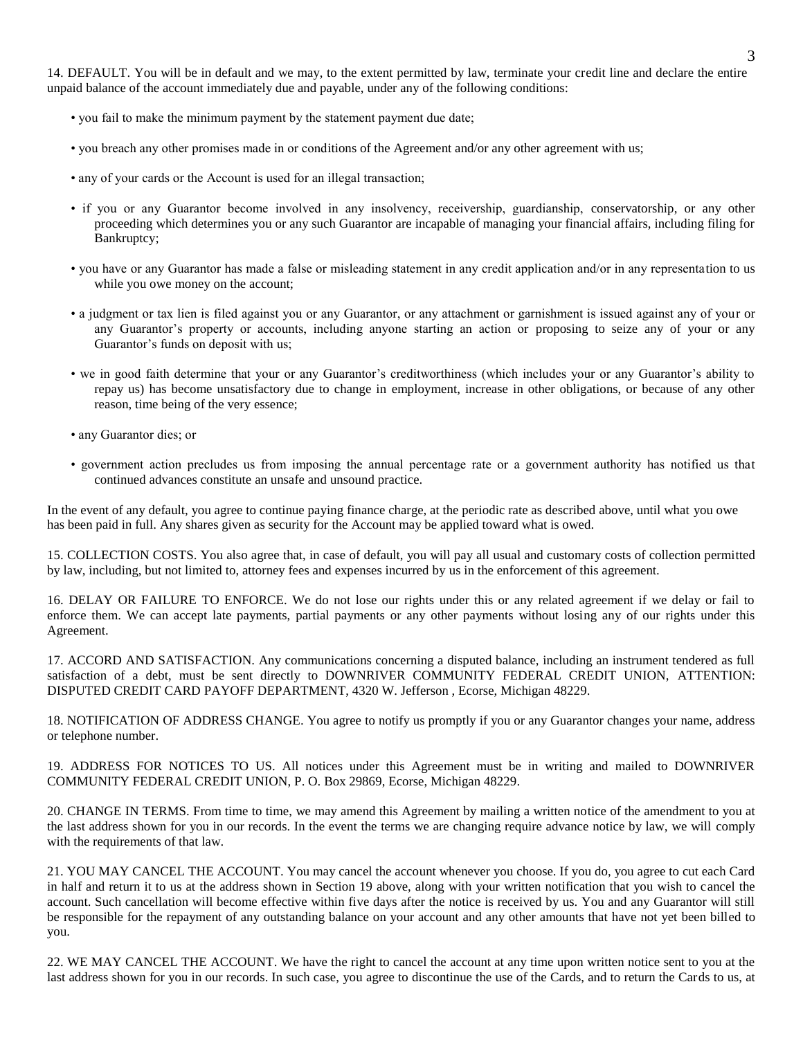14. DEFAULT. You will be in default and we may, to the extent permitted by law, terminate your credit line and declare the entire unpaid balance of the account immediately due and payable, under any of the following conditions:

- you fail to make the minimum payment by the statement payment due date;
- you breach any other promises made in or conditions of the Agreement and/or any other agreement with us;
- any of your cards or the Account is used for an illegal transaction;
- if you or any Guarantor become involved in any insolvency, receivership, guardianship, conservatorship, or any other proceeding which determines you or any such Guarantor are incapable of managing your financial affairs, including filing for Bankruptcy;
- you have or any Guarantor has made a false or misleading statement in any credit application and/or in any representation to us while you owe money on the account;
- a judgment or tax lien is filed against you or any Guarantor, or any attachment or garnishment is issued against any of your or any Guarantor's property or accounts, including anyone starting an action or proposing to seize any of your or any Guarantor's funds on deposit with us;
- we in good faith determine that your or any Guarantor's creditworthiness (which includes your or any Guarantor's ability to repay us) has become unsatisfactory due to change in employment, increase in other obligations, or because of any other reason, time being of the very essence;
- any Guarantor dies; or
- government action precludes us from imposing the annual percentage rate or a government authority has notified us that continued advances constitute an unsafe and unsound practice.

In the event of any default, you agree to continue paying finance charge, at the periodic rate as described above, until what you owe has been paid in full. Any shares given as security for the Account may be applied toward what is owed.

15. COLLECTION COSTS. You also agree that, in case of default, you will pay all usual and customary costs of collection permitted by law, including, but not limited to, attorney fees and expenses incurred by us in the enforcement of this agreement.

16. DELAY OR FAILURE TO ENFORCE. We do not lose our rights under this or any related agreement if we delay or fail to enforce them. We can accept late payments, partial payments or any other payments without losing any of our rights under this Agreement.

17. ACCORD AND SATISFACTION. Any communications concerning a disputed balance, including an instrument tendered as full satisfaction of a debt, must be sent directly to DOWNRIVER COMMUNITY FEDERAL CREDIT UNION, ATTENTION: DISPUTED CREDIT CARD PAYOFF DEPARTMENT, 4320 W. Jefferson , Ecorse, Michigan 48229.

18. NOTIFICATION OF ADDRESS CHANGE. You agree to notify us promptly if you or any Guarantor changes your name, address or telephone number.

19. ADDRESS FOR NOTICES TO US. All notices under this Agreement must be in writing and mailed to DOWNRIVER COMMUNITY FEDERAL CREDIT UNION, P. O. Box 29869, Ecorse, Michigan 48229.

20. CHANGE IN TERMS. From time to time, we may amend this Agreement by mailing a written notice of the amendment to you at the last address shown for you in our records. In the event the terms we are changing require advance notice by law, we will comply with the requirements of that law.

21. YOU MAY CANCEL THE ACCOUNT. You may cancel the account whenever you choose. If you do, you agree to cut each Card in half and return it to us at the address shown in Section 19 above, along with your written notification that you wish to cancel the account. Such cancellation will become effective within five days after the notice is received by us. You and any Guarantor will still be responsible for the repayment of any outstanding balance on your account and any other amounts that have not yet been billed to you.

22. WE MAY CANCEL THE ACCOUNT. We have the right to cancel the account at any time upon written notice sent to you at the last address shown for you in our records. In such case, you agree to discontinue the use of the Cards, and to return the Cards to us, at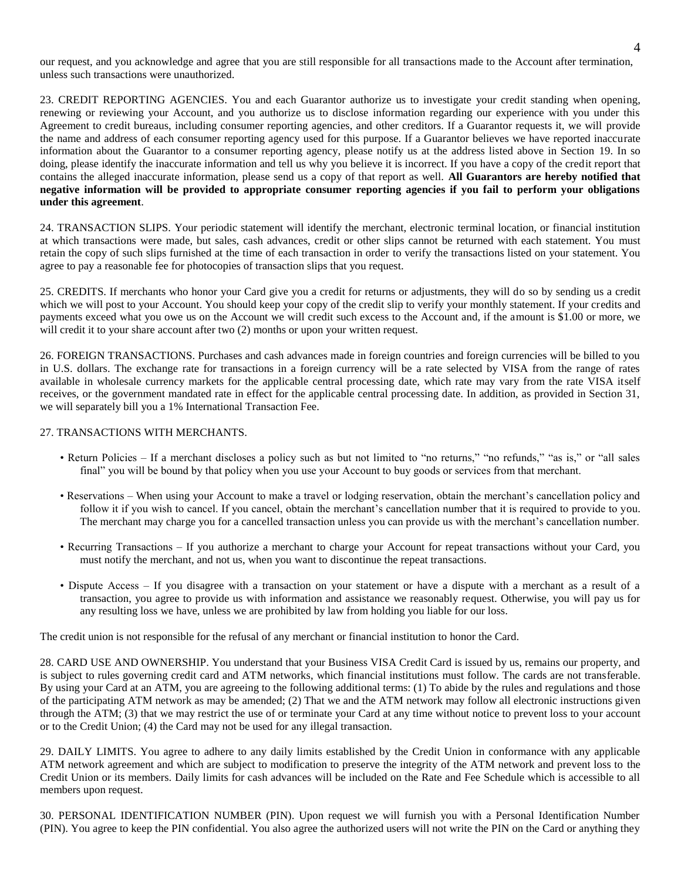our request, and you acknowledge and agree that you are still responsible for all transactions made to the Account after termination, unless such transactions were unauthorized.

23. CREDIT REPORTING AGENCIES. You and each Guarantor authorize us to investigate your credit standing when opening, renewing or reviewing your Account, and you authorize us to disclose information regarding our experience with you under this Agreement to credit bureaus, including consumer reporting agencies, and other creditors. If a Guarantor requests it, we will provide the name and address of each consumer reporting agency used for this purpose. If a Guarantor believes we have reported inaccurate information about the Guarantor to a consumer reporting agency, please notify us at the address listed above in Section 19. In so doing, please identify the inaccurate information and tell us why you believe it is incorrect. If you have a copy of the credit report that contains the alleged inaccurate information, please send us a copy of that report as well. **All Guarantors are hereby notified that negative information will be provided to appropriate consumer reporting agencies if you fail to perform your obligations under this agreement**.

24. TRANSACTION SLIPS. Your periodic statement will identify the merchant, electronic terminal location, or financial institution at which transactions were made, but sales, cash advances, credit or other slips cannot be returned with each statement. You must retain the copy of such slips furnished at the time of each transaction in order to verify the transactions listed on your statement. You agree to pay a reasonable fee for photocopies of transaction slips that you request.

25. CREDITS. If merchants who honor your Card give you a credit for returns or adjustments, they will do so by sending us a credit which we will post to your Account. You should keep your copy of the credit slip to verify your monthly statement. If your credits and payments exceed what you owe us on the Account we will credit such excess to the Account and, if the amount is $1.00 or more, we will credit it to your share account after two (2) months or upon your written request.

26. FOREIGN TRANSACTIONS. Purchases and cash advances made in foreign countries and foreign currencies will be billed to you in U.S. dollars. The exchange rate for transactions in a foreign currency will be a rate selected by VISA from the range of rates available in wholesale currency markets for the applicable central processing date, which rate may vary from the rate VISA itself receives, or the government mandated rate in effect for the applicable central processing date. In addition, as provided in Section 31, we will separately bill you a 1% International Transaction Fee.

27. TRANSACTIONS WITH MERCHANTS.

- Return Policies – If a merchant discloses a policy such as but not limited to "no returns," "no refunds," "as is," or "all sales final" you will be bound by that policy when you use your Account to buy goods or services from that merchant.
- Reservations – When using your Account to make a travel or lodging reservation, obtain the merchant's cancellation policy and follow it if you wish to cancel. If you cancel, obtain the merchant's cancellation number that it is required to provide to you. The merchant may charge you for a cancelled transaction unless you can provide us with the merchant's cancellation number.
- Recurring Transactions – If you authorize a merchant to charge your Account for repeat transactions without your Card, you must notify the merchant, and not us, when you want to discontinue the repeat transactions.
- Dispute Access – If you disagree with a transaction on your statement or have a dispute with a merchant as a result of a transaction, you agree to provide us with information and assistance we reasonably request. Otherwise, you will pay us for any resulting loss we have, unless we are prohibited by law from holding you liable for our loss.

The credit union is not responsible for the refusal of any merchant or financial institution to honor the Card.

28. CARD USE AND OWNERSHIP. You understand that your Business VISA Credit Card is issued by us, remains our property, and is subject to rules governing credit card and ATM networks, which financial institutions must follow. The cards are not transferable. By using your Card at an ATM, you are agreeing to the following additional terms: (1) To abide by the rules and regulations and those of the participating ATM network as may be amended; (2) That we and the ATM network may follow all electronic instructions given through the ATM; (3) that we may restrict the use of or terminate your Card at any time without notice to prevent loss to your account or to the Credit Union; (4) the Card may not be used for any illegal transaction.

29. DAILY LIMITS. You agree to adhere to any daily limits established by the Credit Union in conformance with any applicable ATM network agreement and which are subject to modification to preserve the integrity of the ATM network and prevent loss to the Credit Union or its members. Daily limits for cash advances will be included on the Rate and Fee Schedule which is accessible to all members upon request.

30. PERSONAL IDENTIFICATION NUMBER (PIN). Upon request we will furnish you with a Personal Identification Number (PIN). You agree to keep the PIN confidential. You also agree the authorized users will not write the PIN on the Card or anything they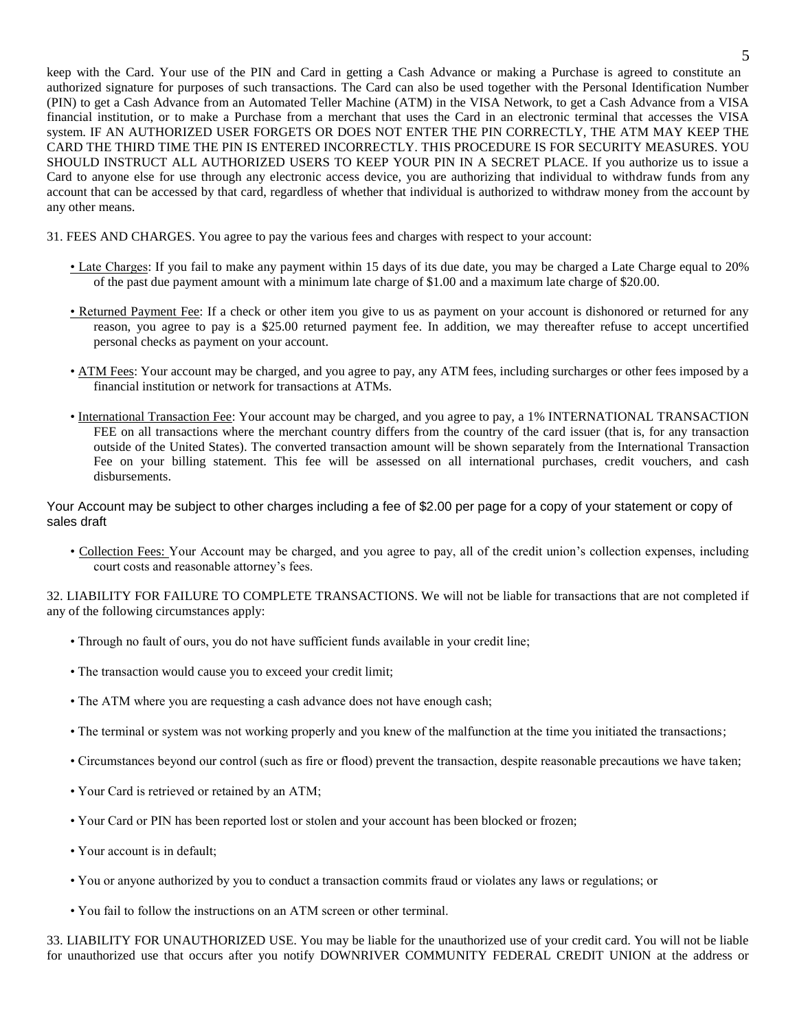keep with the Card. Your use of the PIN and Card in getting a Cash Advance or making a Purchase is agreed to constitute an authorized signature for purposes of such transactions. The Card can also be used together with the Personal Identification Number (PIN) to get a Cash Advance from an Automated Teller Machine (ATM) in the VISA Network, to get a Cash Advance from a VISA financial institution, or to make a Purchase from a merchant that uses the Card in an electronic terminal that accesses the VISA system. IF AN AUTHORIZED USER FORGETS OR DOES NOT ENTER THE PIN CORRECTLY, THE ATM MAY KEEP THE CARD THE THIRD TIME THE PIN IS ENTERED INCORRECTLY. THIS PROCEDURE IS FOR SECURITY MEASURES. YOU SHOULD INSTRUCT ALL AUTHORIZED USERS TO KEEP YOUR PIN IN A SECRET PLACE. If you authorize us to issue a Card to anyone else for use through any electronic access device, you are authorizing that individual to withdraw funds from any account that can be accessed by that card, regardless of whether that individual is authorized to withdraw money from the account by any other means.

31. FEES AND CHARGES. You agree to pay the various fees and charges with respect to your account:

- Late Charges: If you fail to make any payment within 15 days of its due date, you may be charged a Late Charge equal to 20% of the past due payment amount with a minimum late charge of $1.00 and a maximum late charge of $20.00.
- Returned Payment Fee: If a check or other item you give to us as payment on your account is dishonored or returned for any reason, you agree to pay is a $25.00 returned payment fee. In addition, we may thereafter refuse to accept uncertified personal checks as payment on your account.
- ATM Fees: Your account may be charged, and you agree to pay, any ATM fees, including surcharges or other fees imposed by a financial institution or network for transactions at ATMs.
- International Transaction Fee: Your account may be charged, and you agree to pay, a 1% INTERNATIONAL TRANSACTION FEE on all transactions where the merchant country differs from the country of the card issuer (that is, for any transaction outside of the United States). The converted transaction amount will be shown separately from the International Transaction Fee on your billing statement. This fee will be assessed on all international purchases, credit vouchers, and cash disbursements.

Your Account may be subject to other charges including a fee of $2.00 per page for a copy of your statement or copy of sales draft

- Collection Fees: Your Account may be charged, and you agree to pay, all of the credit union's collection expenses, including court costs and reasonable attorney's fees.

32. LIABILITY FOR FAILURE TO COMPLETE TRANSACTIONS. We will not be liable for transactions that are not completed if any of the following circumstances apply:

- Through no fault of ours, you do not have sufficient funds available in your credit line;
- The transaction would cause you to exceed your credit limit;
- The ATM where you are requesting a cash advance does not have enough cash;
- The terminal or system was not working properly and you knew of the malfunction at the time you initiated the transactions;
- Circumstances beyond our control (such as fire or flood) prevent the transaction, despite reasonable precautions we have taken;
- Your Card is retrieved or retained by an ATM;
- Your Card or PIN has been reported lost or stolen and your account has been blocked or frozen;
- Your account is in default;
- You or anyone authorized by you to conduct a transaction commits fraud or violates any laws or regulations; or
- You fail to follow the instructions on an ATM screen or other terminal.

33. LIABILITY FOR UNAUTHORIZED USE. You may be liable for the unauthorized use of your credit card. You will not be liable for unauthorized use that occurs after you notify DOWNRIVER COMMUNITY FEDERAL CREDIT UNION at the address or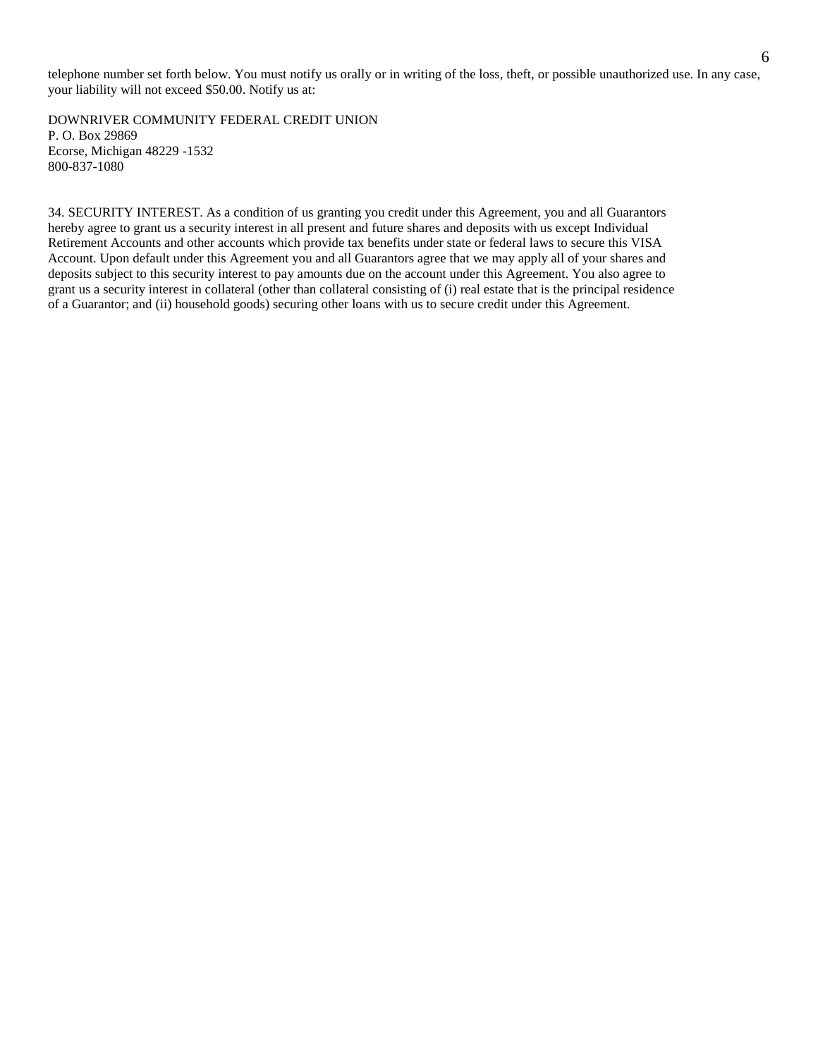telephone number set forth below. You must notify us orally or in writing of the loss, theft, or possible unauthorized use. In any case, your liability will not exceed $50.00. Notify us at:

DOWNRIVER COMMUNITY FEDERAL CREDIT UNION
P. O. Box 29869
Ecorse, Michigan 48229 -1532
800-837-1080

34. SECURITY INTEREST. As a condition of us granting you credit under this Agreement, you and all Guarantors hereby agree to grant us a security interest in all present and future shares and deposits with us except Individual Retirement Accounts and other accounts which provide tax benefits under state or federal laws to secure this VISA Account. Upon default under this Agreement you and all Guarantors agree that we may apply all of your shares and deposits subject to this security interest to pay amounts due on the account under this Agreement. You also agree to grant us a security interest in collateral (other than collateral consisting of (i) real estate that is the principal residence of a Guarantor; and (ii) household goods) securing other loans with us to secure credit under this Agreement.